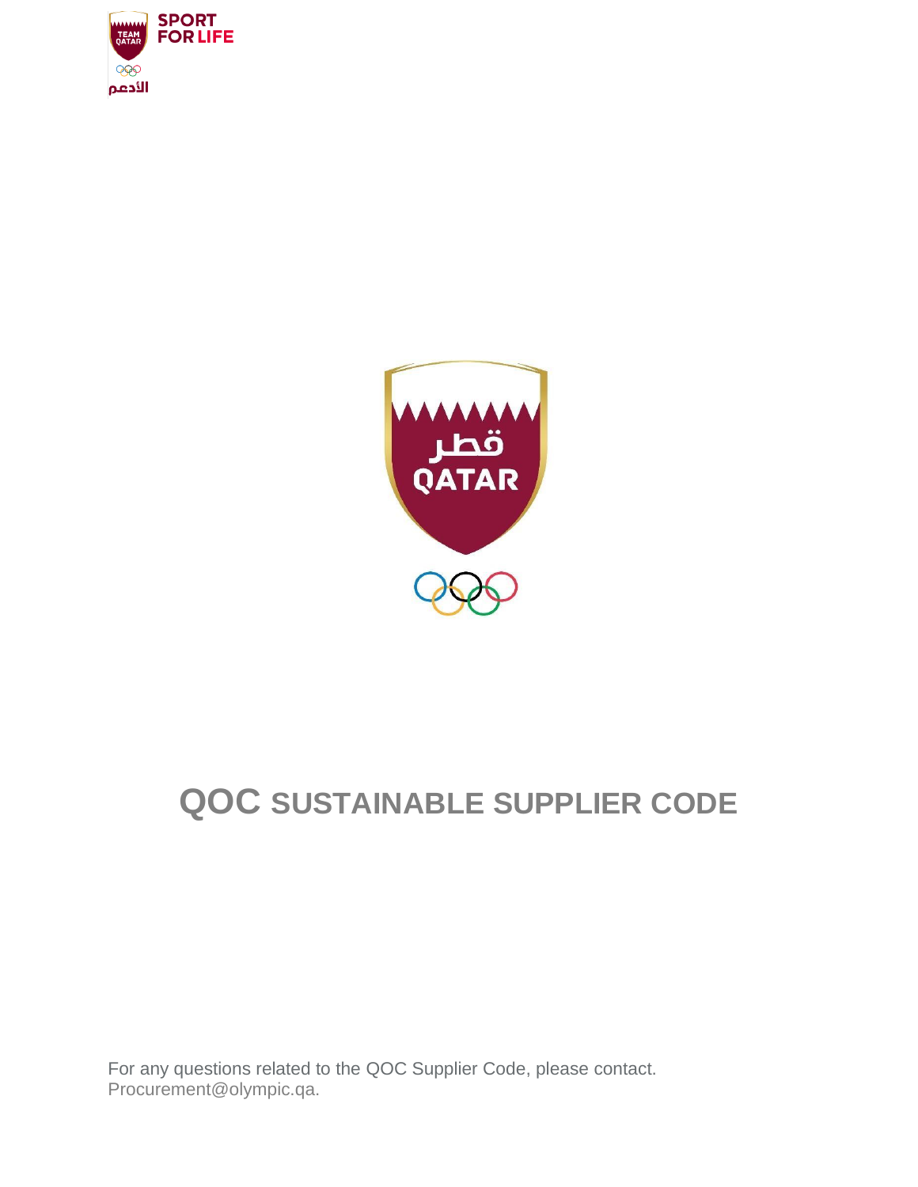# QOC SUSTAINABLE SUPPLIER CODE

For any questions related to the QOC Supplier Code, please contact.
Procurement@olympic.qa.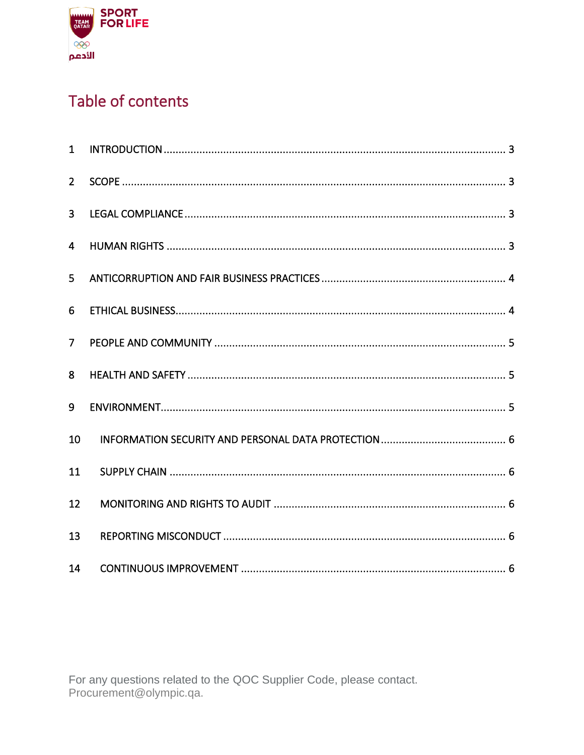# Table of contents

1 INTRODUCTION ..... 3

2 SCOPE ..... 3

3 LEGAL COMPLIANCE ..... 3

4 HUMAN RIGHTS ..... 3

5 ANTICORRUPTION AND FAIR BUSINESS PRACTICES ..... 4

6 ETHICAL BUSINESS ..... 4

7 PEOPLE AND COMMUNITY ..... 5

8 HEALTH AND SAFETY ..... 5

9 ENVIRONMENT ..... 5

10 INFORMATION SECURITY AND PERSONAL DATA PROTECTION ..... 6

11 SUPPLY CHAIN ..... 6

12 MONITORING AND RIGHTS TO AUDIT ..... 6

13 REPORTING MISCONDUCT ..... 6

14 CONTINUOUS IMPROVEMENT ..... 6

For any questions related to the QOC Supplier Code, please contact. Procurement@olympic.qa.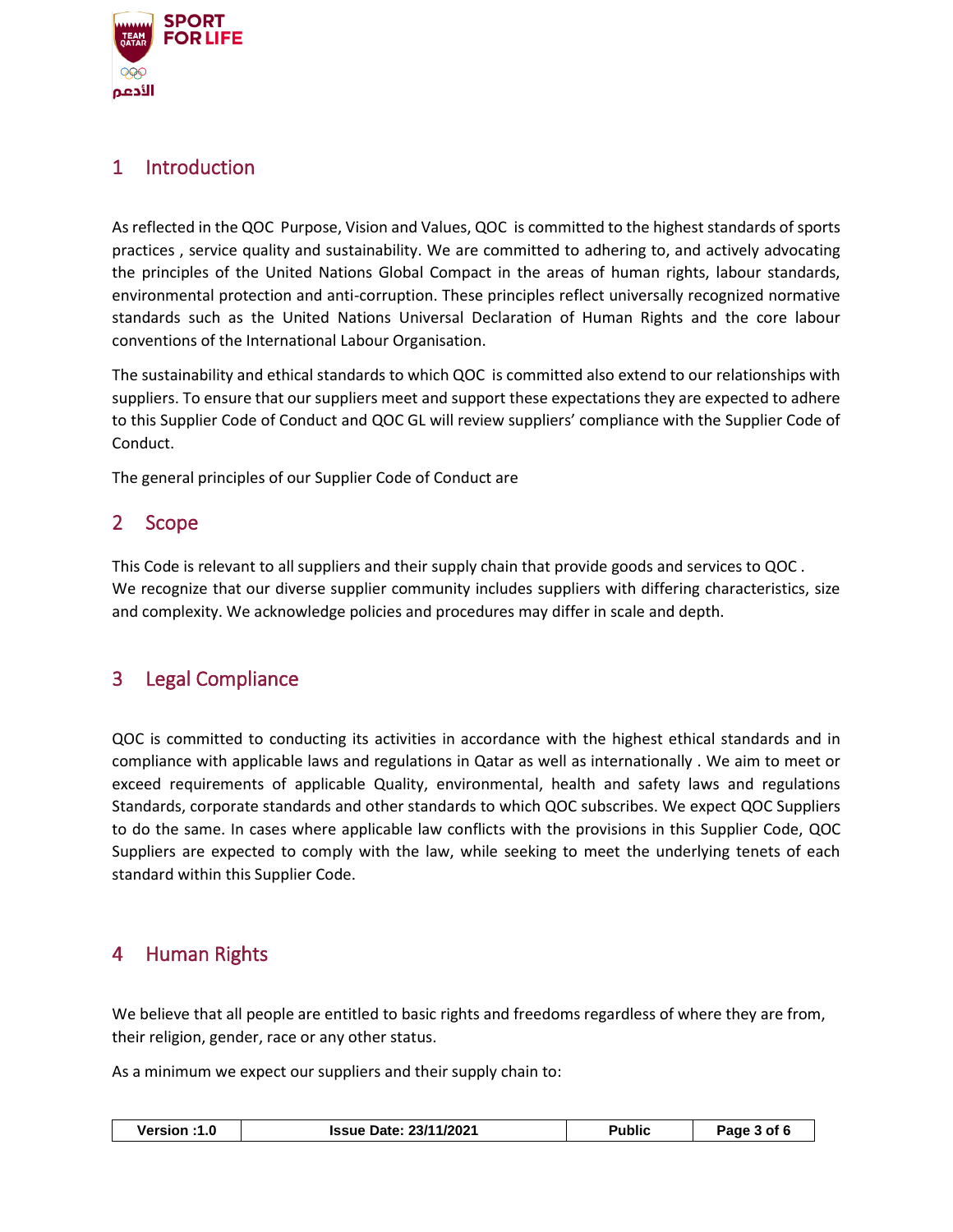## 1 Introduction

As reflected in the QOC Purpose, Vision and Values, QOC is committed to the highest standards of sports practices , service quality and sustainability. We are committed to adhering to, and actively advocating the principles of the United Nations Global Compact in the areas of human rights, labour standards, environmental protection and anti-corruption. These principles reflect universally recognized normative standards such as the United Nations Universal Declaration of Human Rights and the core labour conventions of the International Labour Organisation.

The sustainability and ethical standards to which QOC is committed also extend to our relationships with suppliers. To ensure that our suppliers meet and support these expectations they are expected to adhere to this Supplier Code of Conduct and QOC GL will review suppliers' compliance with the Supplier Code of Conduct.

The general principles of our Supplier Code of Conduct are

## 2 Scope

This Code is relevant to all suppliers and their supply chain that provide goods and services to QOC .
We recognize that our diverse supplier community includes suppliers with differing characteristics, size and complexity. We acknowledge policies and procedures may differ in scale and depth.

## 3 Legal Compliance

QOC is committed to conducting its activities in accordance with the highest ethical standards and in compliance with applicable laws and regulations in Qatar as well as internationally . We aim to meet or exceed requirements of applicable Quality, environmental, health and safety laws and regulations Standards, corporate standards and other standards to which QOC subscribes. We expect QOC Suppliers to do the same. In cases where applicable law conflicts with the provisions in this Supplier Code, QOC Suppliers are expected to comply with the law, while seeking to meet the underlying tenets of each standard within this Supplier Code.

## 4 Human Rights

We believe that all people are entitled to basic rights and freedoms regardless of where they are from, their religion, gender, race or any other status.

As a minimum we expect our suppliers and their supply chain to: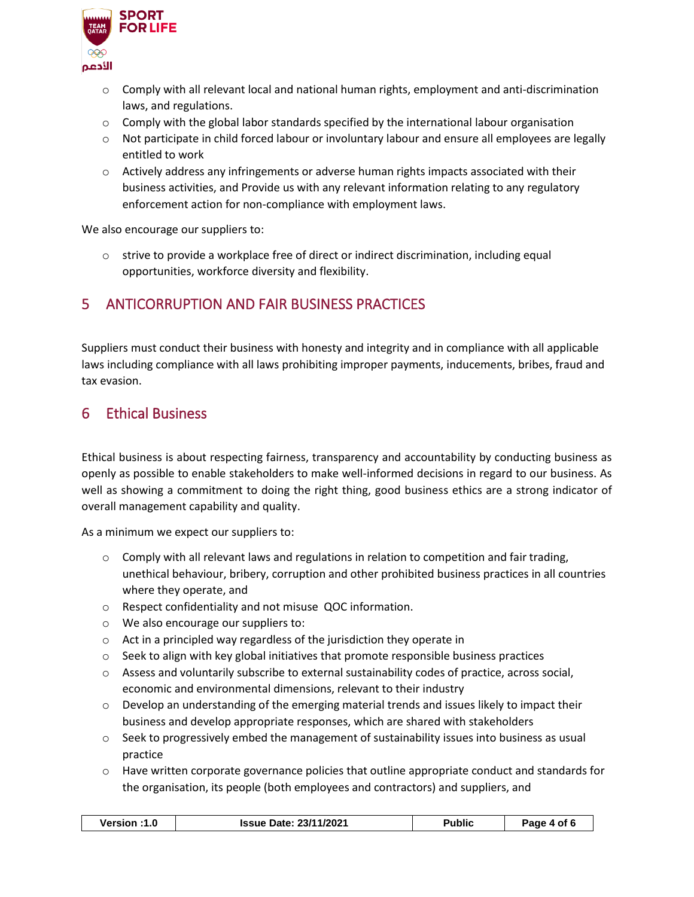- Comply with all relevant local and national human rights, employment and anti-discrimination laws, and regulations.
- Comply with the global labor standards specified by the international labour organisation
- Not participate in child forced labour or involuntary labour and ensure all employees are legally entitled to work
- Actively address any infringements or adverse human rights impacts associated with their business activities, and Provide us with any relevant information relating to any regulatory enforcement action for non-compliance with employment laws.

We also encourage our suppliers to:

- strive to provide a workplace free of direct or indirect discrimination, including equal opportunities, workforce diversity and flexibility.

## 5 ANTICORRUPTION AND FAIR BUSINESS PRACTICES

Suppliers must conduct their business with honesty and integrity and in compliance with all applicable laws including compliance with all laws prohibiting improper payments, inducements, bribes, fraud and tax evasion.

## 6 Ethical Business

Ethical business is about respecting fairness, transparency and accountability by conducting business as openly as possible to enable stakeholders to make well-informed decisions in regard to our business. As well as showing a commitment to doing the right thing, good business ethics are a strong indicator of overall management capability and quality.

As a minimum we expect our suppliers to:

- Comply with all relevant laws and regulations in relation to competition and fair trading, unethical behaviour, bribery, corruption and other prohibited business practices in all countries where they operate, and
- Respect confidentiality and not misuse QOC information.
- We also encourage our suppliers to:
- Act in a principled way regardless of the jurisdiction they operate in
- Seek to align with key global initiatives that promote responsible business practices
- Assess and voluntarily subscribe to external sustainability codes of practice, across social, economic and environmental dimensions, relevant to their industry
- Develop an understanding of the emerging material trends and issues likely to impact their business and develop appropriate responses, which are shared with stakeholders
- Seek to progressively embed the management of sustainability issues into business as usual practice
- Have written corporate governance policies that outline appropriate conduct and standards for the organisation, its people (both employees and contractors) and suppliers, and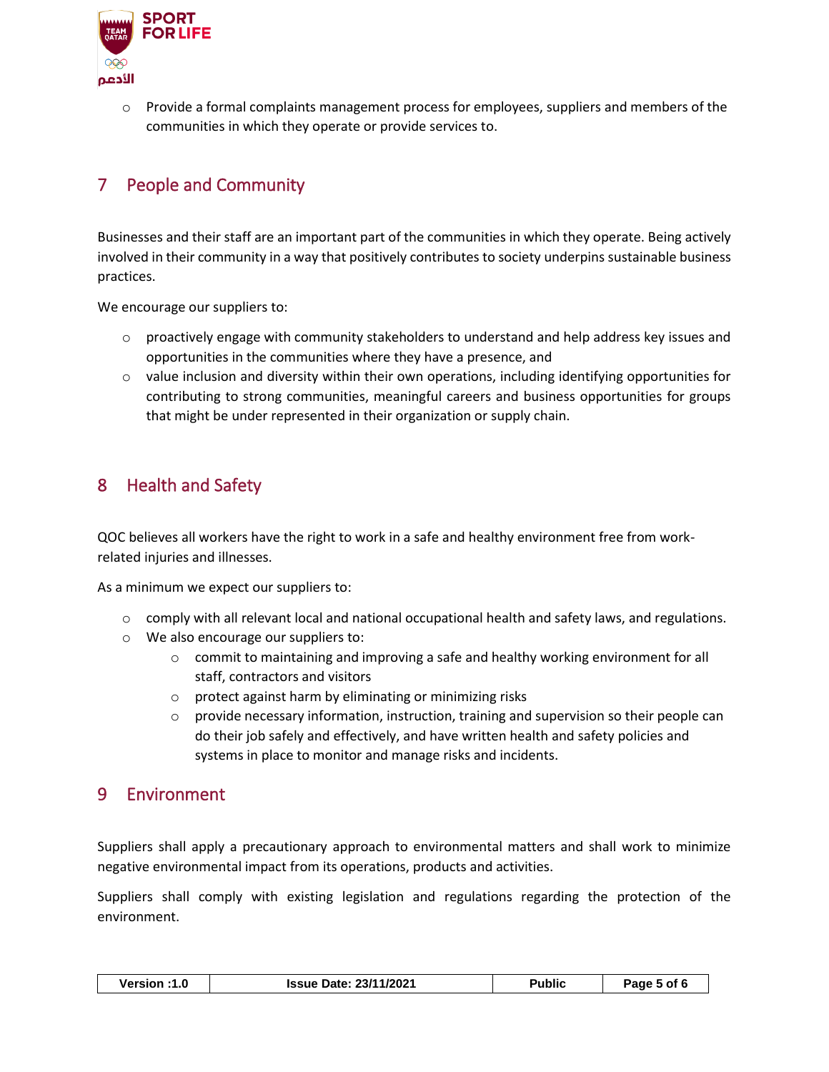- Provide a formal complaints management process for employees, suppliers and members of the communities in which they operate or provide services to.

## 7 People and Community

Businesses and their staff are an important part of the communities in which they operate. Being actively involved in their community in a way that positively contributes to society underpins sustainable business practices.

We encourage our suppliers to:

- proactively engage with community stakeholders to understand and help address key issues and opportunities in the communities where they have a presence, and
- value inclusion and diversity within their own operations, including identifying opportunities for contributing to strong communities, meaningful careers and business opportunities for groups that might be under represented in their organization or supply chain.

## 8 Health and Safety

QOC believes all workers have the right to work in a safe and healthy environment free from work-related injuries and illnesses.

As a minimum we expect our suppliers to:

- comply with all relevant local and national occupational health and safety laws, and regulations.
- We also encourage our suppliers to:
  - commit to maintaining and improving a safe and healthy working environment for all staff, contractors and visitors
  - protect against harm by eliminating or minimizing risks
  - provide necessary information, instruction, training and supervision so their people can do their job safely and effectively, and have written health and safety policies and systems in place to monitor and manage risks and incidents.

## 9 Environment

Suppliers shall apply a precautionary approach to environmental matters and shall work to minimize negative environmental impact from its operations, products and activities.

Suppliers shall comply with existing legislation and regulations regarding the protection of the environment.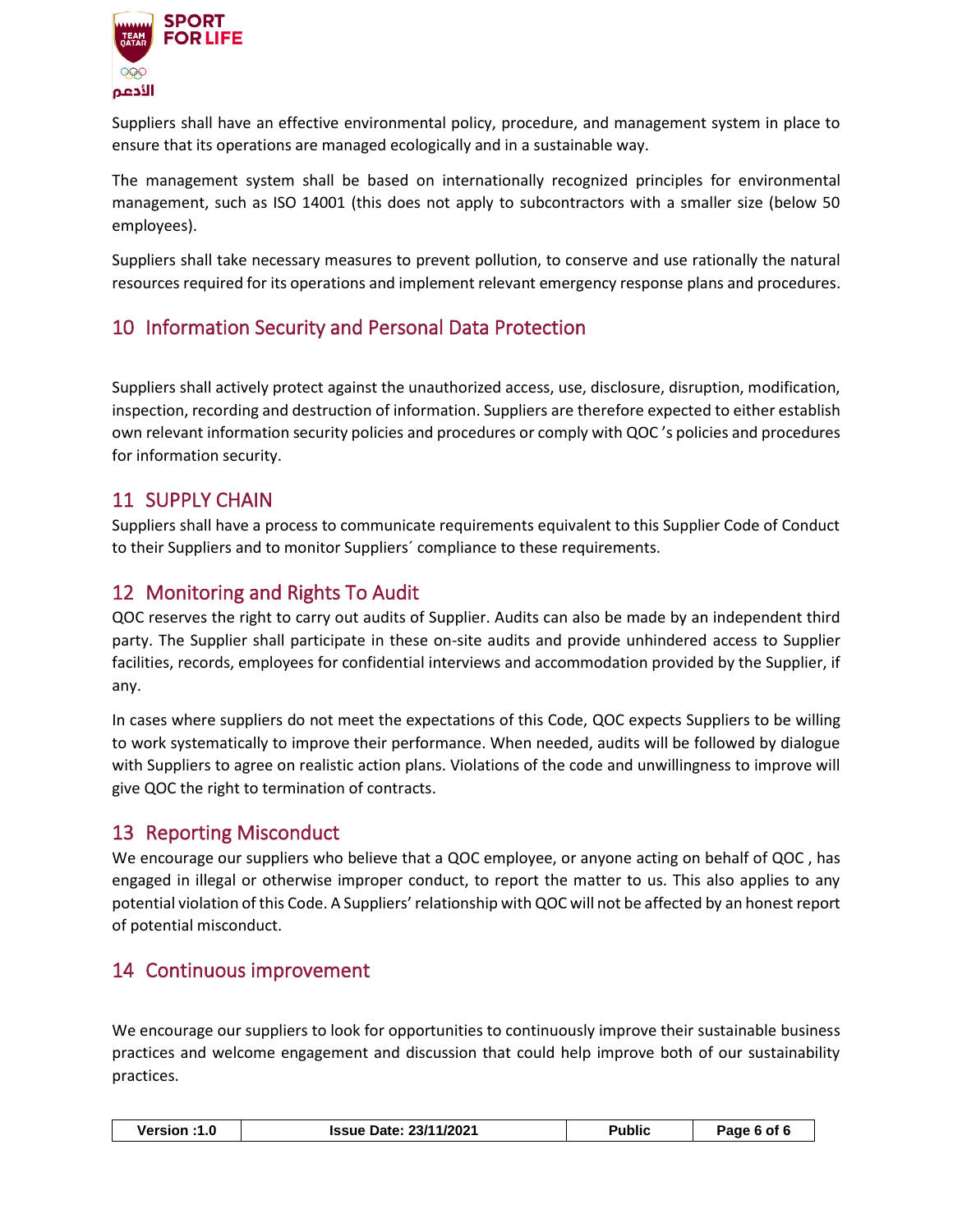Suppliers shall have an effective environmental policy, procedure, and management system in place to ensure that its operations are managed ecologically and in a sustainable way.

The management system shall be based on internationally recognized principles for environmental management, such as ISO 14001 (this does not apply to subcontractors with a smaller size (below 50 employees).

Suppliers shall take necessary measures to prevent pollution, to conserve and use rationally the natural resources required for its operations and implement relevant emergency response plans and procedures.

## 10 Information Security and Personal Data Protection

Suppliers shall actively protect against the unauthorized access, use, disclosure, disruption, modification, inspection, recording and destruction of information. Suppliers are therefore expected to either establish own relevant information security policies and procedures or comply with QOC 's policies and procedures for information security.

## 11 SUPPLY CHAIN

Suppliers shall have a process to communicate requirements equivalent to this Supplier Code of Conduct to their Suppliers and to monitor Suppliers´ compliance to these requirements.

## 12 Monitoring and Rights To Audit

QOC reserves the right to carry out audits of Supplier. Audits can also be made by an independent third party. The Supplier shall participate in these on-site audits and provide unhindered access to Supplier facilities, records, employees for confidential interviews and accommodation provided by the Supplier, if any.

In cases where suppliers do not meet the expectations of this Code, QOC expects Suppliers to be willing to work systematically to improve their performance. When needed, audits will be followed by dialogue with Suppliers to agree on realistic action plans. Violations of the code and unwillingness to improve will give QOC the right to termination of contracts.

## 13 Reporting Misconduct

We encourage our suppliers who believe that a QOC employee, or anyone acting on behalf of QOC , has engaged in illegal or otherwise improper conduct, to report the matter to us. This also applies to any potential violation of this Code. A Suppliers' relationship with QOC will not be affected by an honest report of potential misconduct.

## 14 Continuous improvement

We encourage our suppliers to look for opportunities to continuously improve their sustainable business practices and welcome engagement and discussion that could help improve both of our sustainability practices.